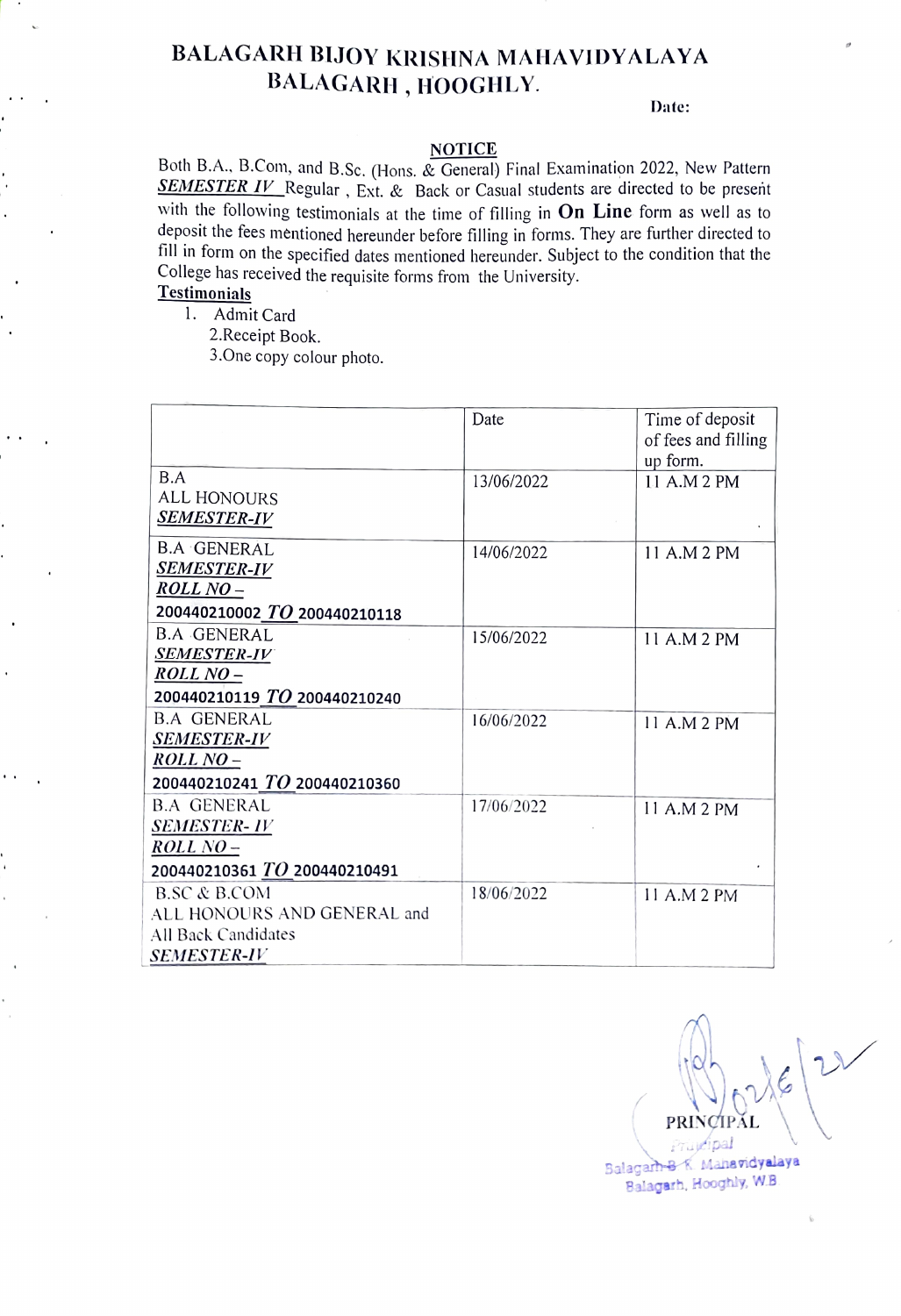# BALAGARH BIJOY KRISHNA MAHAVIDYALAYA
## BALAGARH , HOOGHLY.

Date:

**NOTICE**

Both B.A., B.Com, and B.Sc. (Hons. & General) Final Examination 2022, New Pattern ***SEMESTER IV*** Regular , Ext. & Back or Casual students are directed to be present with the following testimonials at the time of filling in **On Line** form as well as to deposit the fees mentioned hereunder before filling in forms. They are further directed to fill in form on the specified dates mentioned hereunder. Subject to the condition that the College has received the requisite forms from the University.

**Testimonials**

1. Admit Card
2. Receipt Book.
3. One copy colour photo.

| | Date | Time of deposit of fees and filling up form. |
|---|---|---|
| B.A<br>ALL HONOURS<br>***SEMESTER-IV*** | 13/06/2022 | 11 A.M 2 PM |
| B.A GENERAL<br>***SEMESTER-IV***<br>***ROLL NO –***<br>**200440210002 *TO* 200440210118** | 14/06/2022 | 11 A.M 2 PM |
| B.A GENERAL<br>***SEMESTER-IV***<br>***ROLL NO –***<br>**200440210119 *TO* 200440210240** | 15/06/2022 | 11 A.M 2 PM |
| B.A GENERAL<br>***SEMESTER-IV***<br>***ROLL NO –***<br>**200440210241 *TO* 200440210360** | 16/06/2022 | 11 A.M 2 PM |
| B.A GENERAL<br>***SEMESTER- IV***<br>***ROLL NO –***<br>**200440210361 *TO* 200440210491** | 17/06/2022 | 11 A.M 2 PM |
| B.SC & B.COM<br>ALL HONOURS AND GENERAL and<br>All Back Candidates<br>***SEMESTER-IV*** | 18/06/2022 | 11 A.M 2 PM |

02/6/22

PRINCIPAL

Principal
Balagarh B. K. Mahavidyalaya
Balagarh, Hooghly, W.B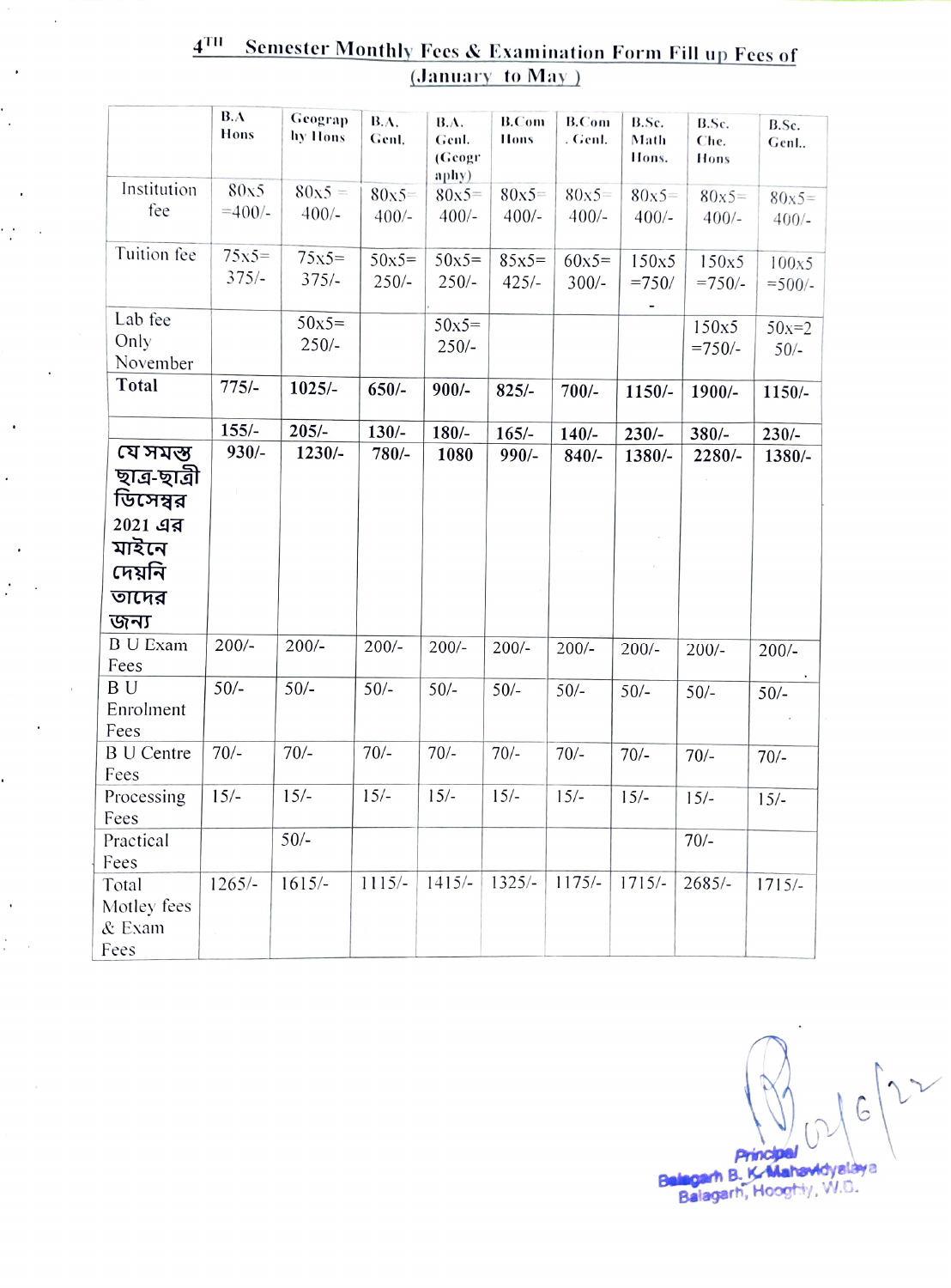## 4[TH] Semester Monthly Fees & Examination Form Fill up Fees of (January to May)

| | B.A Hons | Geography Hons | B.A. Genl. | B.A. Genl. (Geography) | B.Com Hons | B.Com . Genl. | B.Sc. Math Hons. | B.Sc. Che. Hons | B.Sc. Genl.. |
|---|---|---|---|---|---|---|---|---|---|
| Institution fee | 80x5 =400/- | 80x5 = 400/- | 80x5= 400/- | 80x5= 400/- | 80x5= 400/- | 80x5= 400/- | 80x5= 400/- | 80x5= 400/- | 80x5= 400/- |
| Tuition fee | 75x5= 375/- | 75x5= 375/- | 50x5= 250/- | 50x5= 250/- | 85x5= 425/- | 60x5= 300/- | 150x5 =750/- | 150x5 =750/- | 100x5 =500/- |
| Lab fee Only November | | 50x5= 250/- | | 50x5= 250/- | | | | 150x5 =750/- | 50x=2 50/- |
| **Total** | **775/-** | **1025/-** | **650/-** | **900/-** | **825/-** | **700/-** | **1150/-** | **1900/-** | **1150/-** |
| | **155/-** | **205/-** | **130/-** | **180/-** | **165/-** | **140/-** | **230/-** | **380/-** | **230/-** |
| **যে সমস্ত ছাত্র-ছাত্রী ডিসেম্বর 2021 এর মাইনে দেয়নি তাদের জন্য** | **930/-** | **1230/-** | **780/-** | **1080** | **990/-** | **840/-** | **1380/-** | **2280/-** | **1380/-** |
| B U Exam Fees | 200/- | 200/- | 200/- | 200/- | 200/- | 200/- | 200/- | 200/- | 200/- |
| B U Enrolment Fees | 50/- | 50/- | 50/- | 50/- | 50/- | 50/- | 50/- | 50/- | 50/- |
| B U Centre Fees | 70/- | 70/- | 70/- | 70/- | 70/- | 70/- | 70/- | 70/- | 70/- |
| Processing Fees | 15/- | 15/- | 15/- | 15/- | 15/- | 15/- | 15/- | 15/- | 15/- |
| Practical Fees | | 50/- | | | | | | 70/- | |
| Total Motley fees & Exam Fees | 1265/- | 1615/- | 1115/- | 1415/- | 1325/- | 1175/- | 1715/- | 2685/- | 1715/- |

02/6/22

Principal
Balagarh B. K. Mahavidyalaya
Balagarh, Hooghly, W.B.